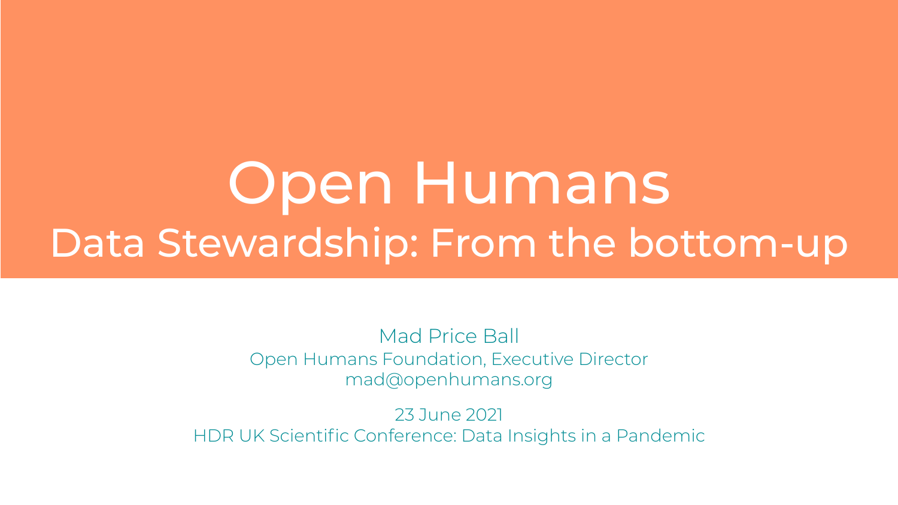# Open Humans

## Data Stewardship: From the bottom-up

Mad Price Ball
Open Humans Foundation, Executive Director
mad@openhumans.org

23 June 2021
HDR UK Scientific Conference: Data Insights in a Pandemic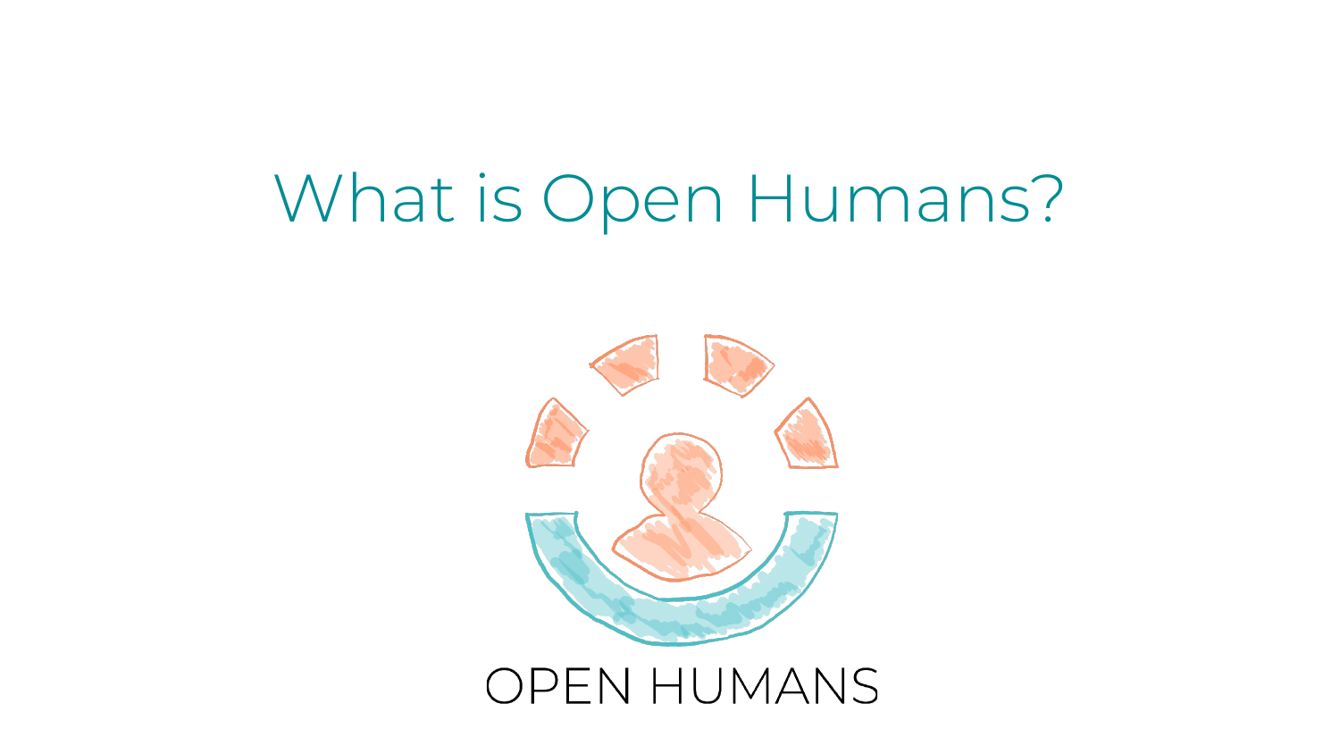# What is Open Humans?

OPEN HUMANS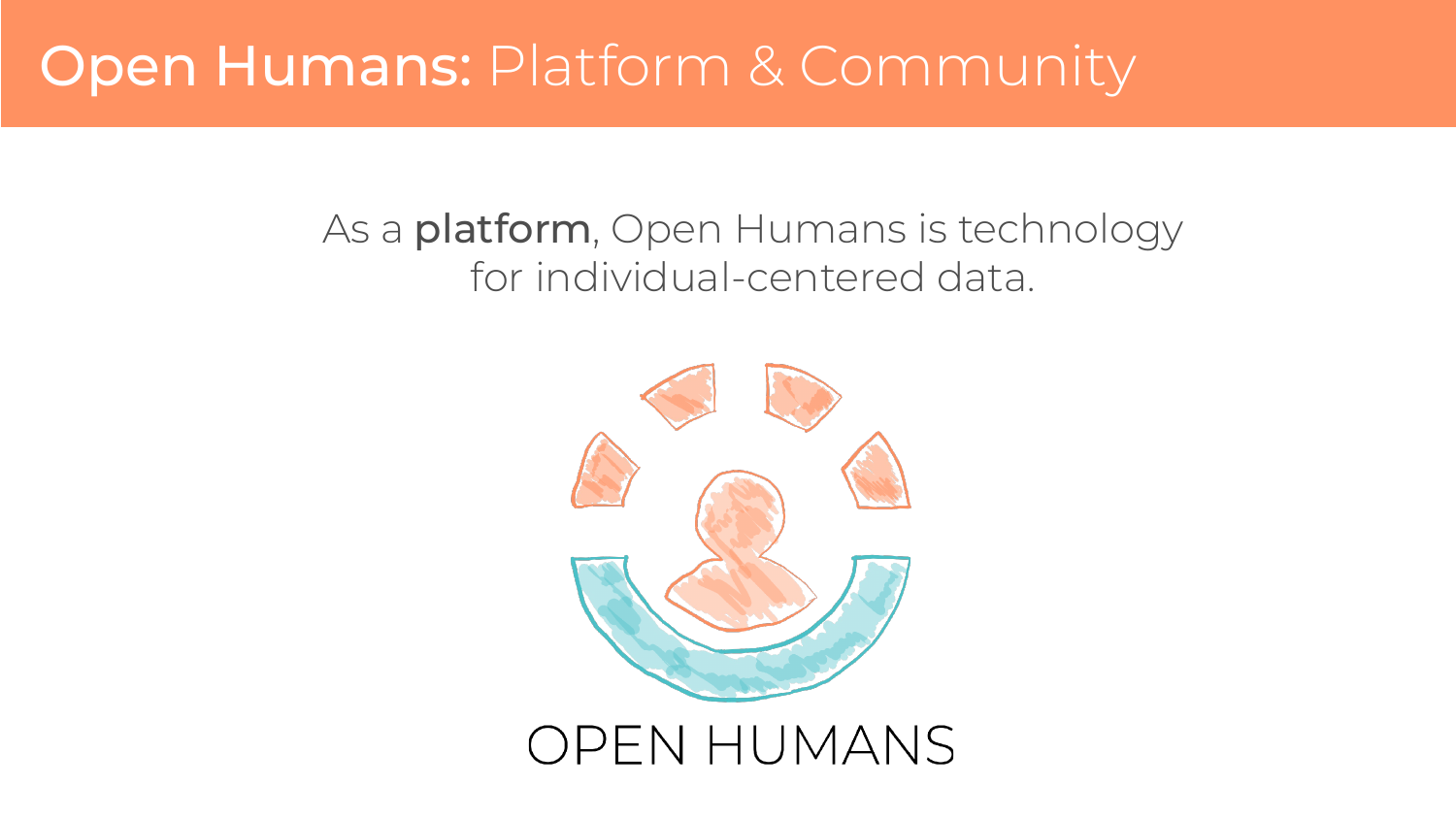# **Open Humans:** Platform & Community

As a **platform**, Open Humans is technology for individual-centered data.

OPEN HUMANS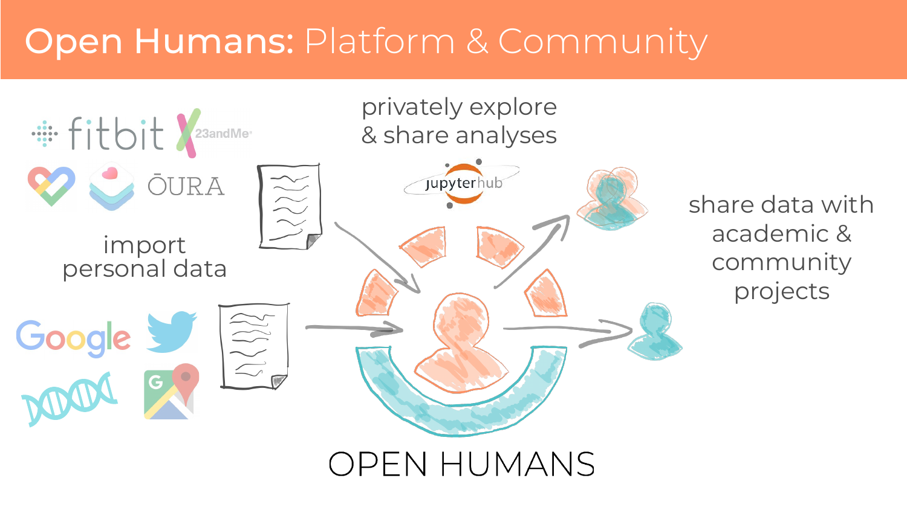# Open Humans: Platform & Community

import personal data

privately explore & share analyses

share data with academic & community projects

OPEN HUMANS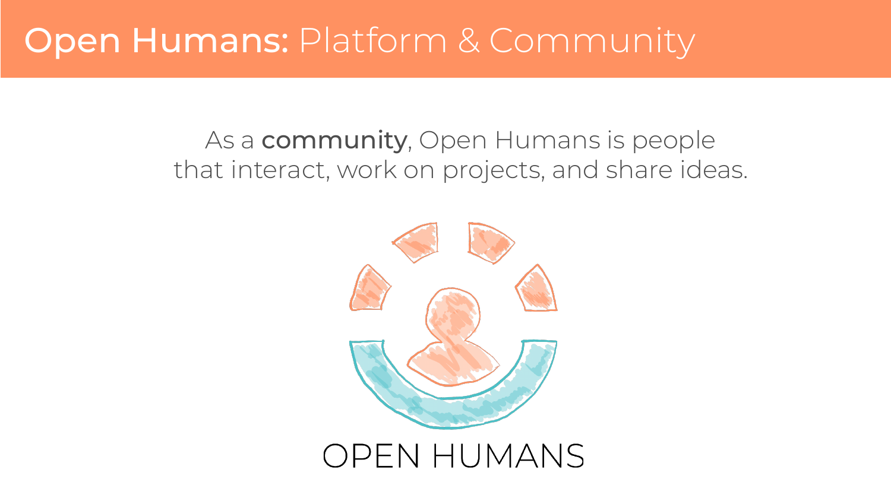# **Open Humans:** Platform & Community

As a **community**, Open Humans is people that interact, work on projects, and share ideas.

OPEN HUMANS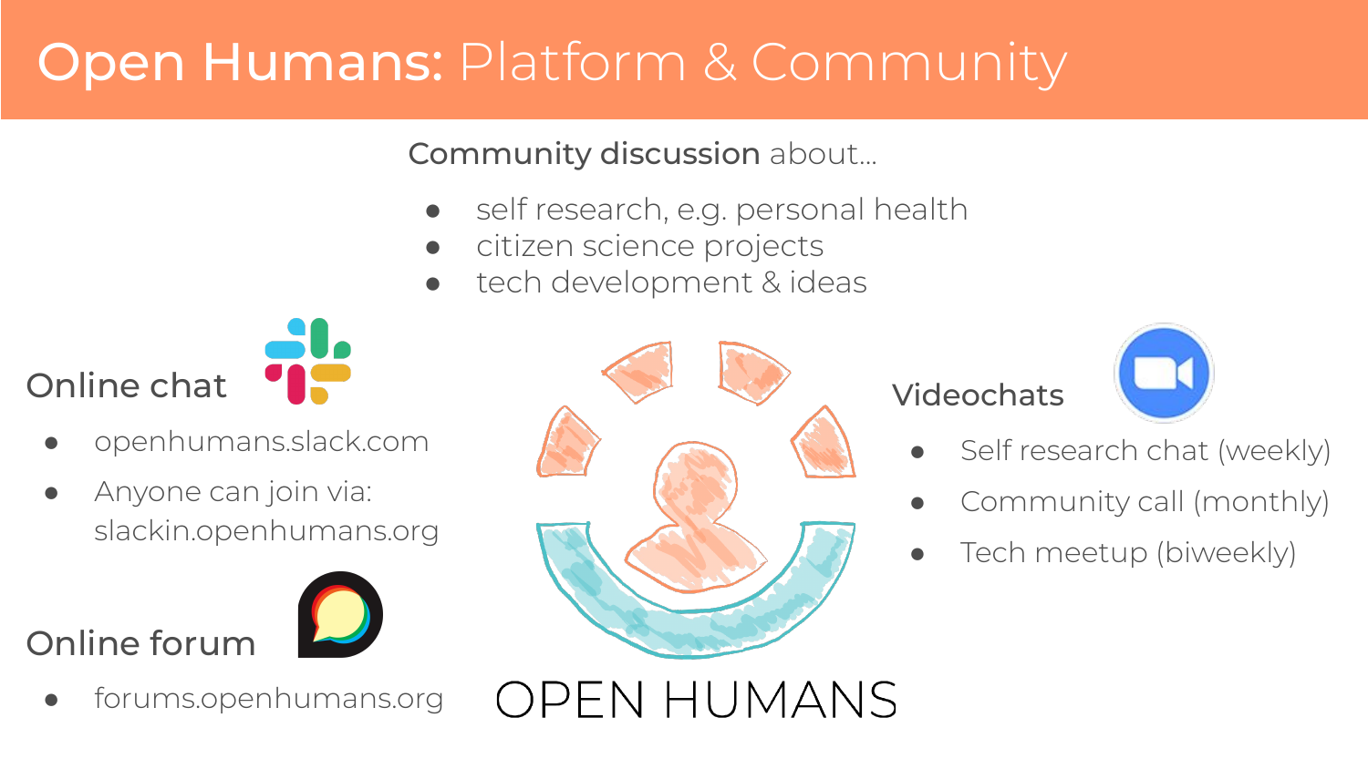# Open Humans: Platform & Community

**Community discussion** about...

- self research, e.g. personal health
- citizen science projects
- tech development & ideas

## Online chat

- openhumans.slack.com
- Anyone can join via: slackin.openhumans.org

## Online forum

- forums.openhumans.org

## Videochats

- Self research chat (weekly)
- Community call (monthly)
- Tech meetup (biweekly)

OPEN HUMANS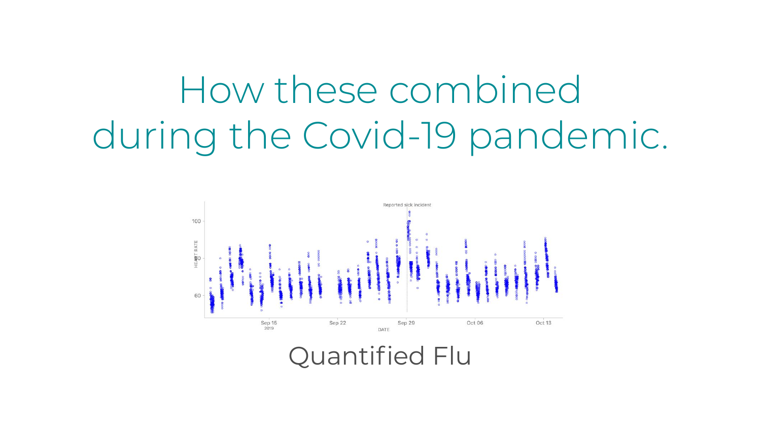# How these combined during the Covid-19 pandemic.

Quantified Flu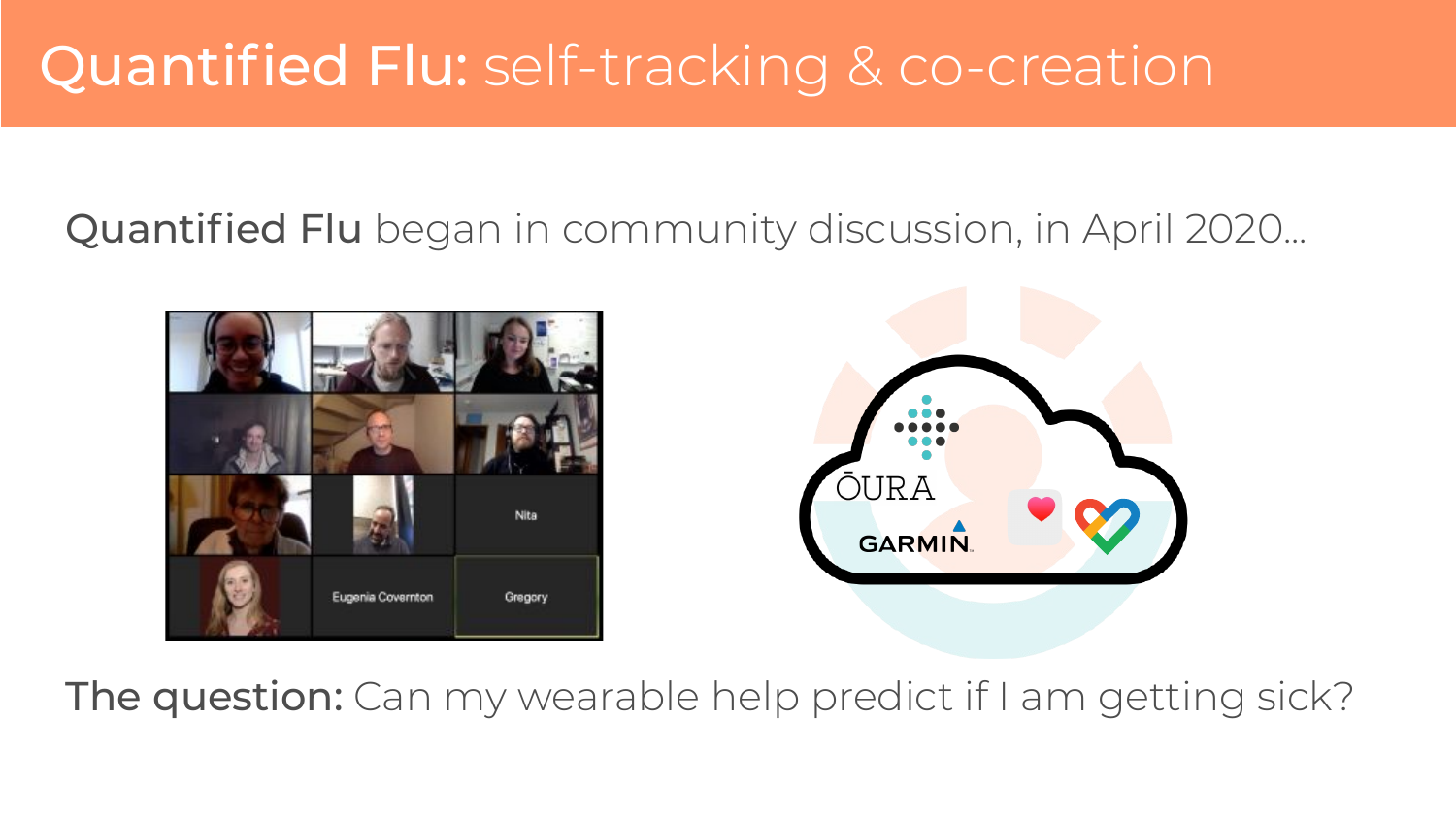# **Quantified Flu:** self-tracking & co-creation

**Quantified Flu** began in community discussion, in April 2020...

**The question:** Can my wearable help predict if I am getting sick?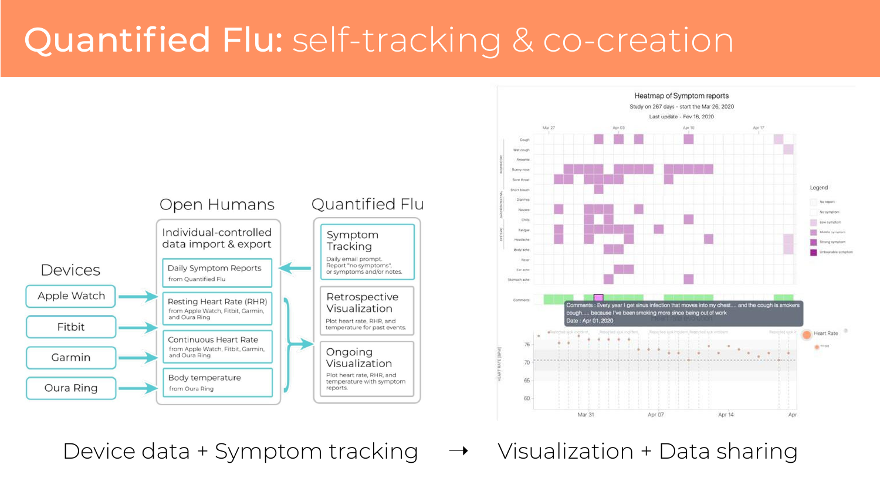# Quantified Flu: self-tracking & co-creation

**Devices**
- Apple Watch
- Fitbit
- Garmin
- Oura Ring

**Open Humans**

Individual-controlled data import & export
- Daily Symptom Reports — from Quantified Flu
- Resting Heart Rate (RHR) — from Apple Watch, Fitbit, Garmin, and Oura Ring
- Continuous Heart Rate — from Apple Watch, Fitbit, Garmin, and Oura Ring
- Body temperature — from Oura Ring

**Quantified Flu**
- Symptom Tracking — Daily email prompt. Report "no symptoms", or symptoms and/or notes.
- Retrospective Visualization — Plot heart rate, RHR, and temperature for past events.
- Ongoing Visualization — Plot heart rate, RHR, and temperature with symptom reports.

Heatmap of Symptom reports
Study on 267 days - start the Mar 26, 2020
Last update - Fev 16, 2020

Comments : Every year I get sinus infection that moves into my chest.... and the cough is smokers cough..... because I've been smoking more since being out of work
Date : Apr 01, 2020

Device data + Symptom tracking → Visualization + Data sharing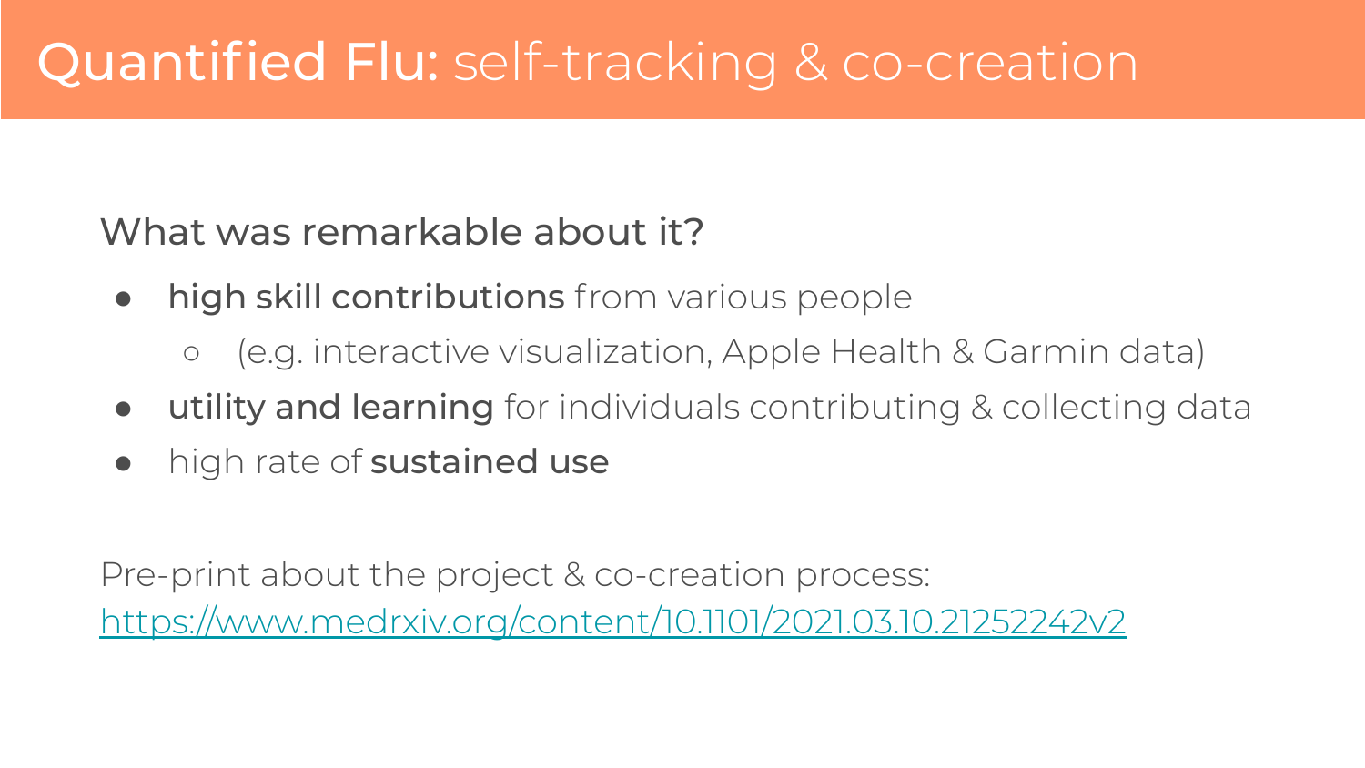# **Quantified Flu:** self-tracking & co-creation

What was remarkable about it?

- **high skill contributions** from various people
  - (e.g. interactive visualization, Apple Health & Garmin data)
- **utility and learning** for individuals contributing & collecting data
- high rate of **sustained use**

Pre-print about the project & co-creation process:
[https://www.medrxiv.org/content/10.1101/2021.03.10.21252242v2](https://www.medrxiv.org/content/10.1101/2021.03.10.21252242v2)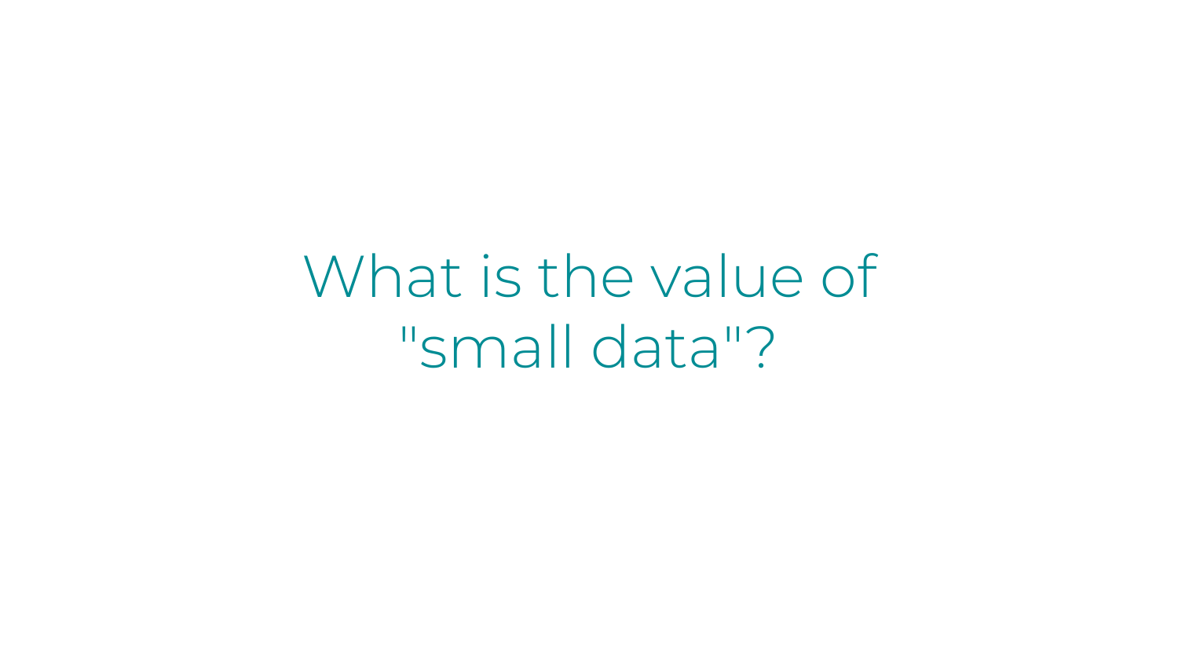# What is the value of "small data"?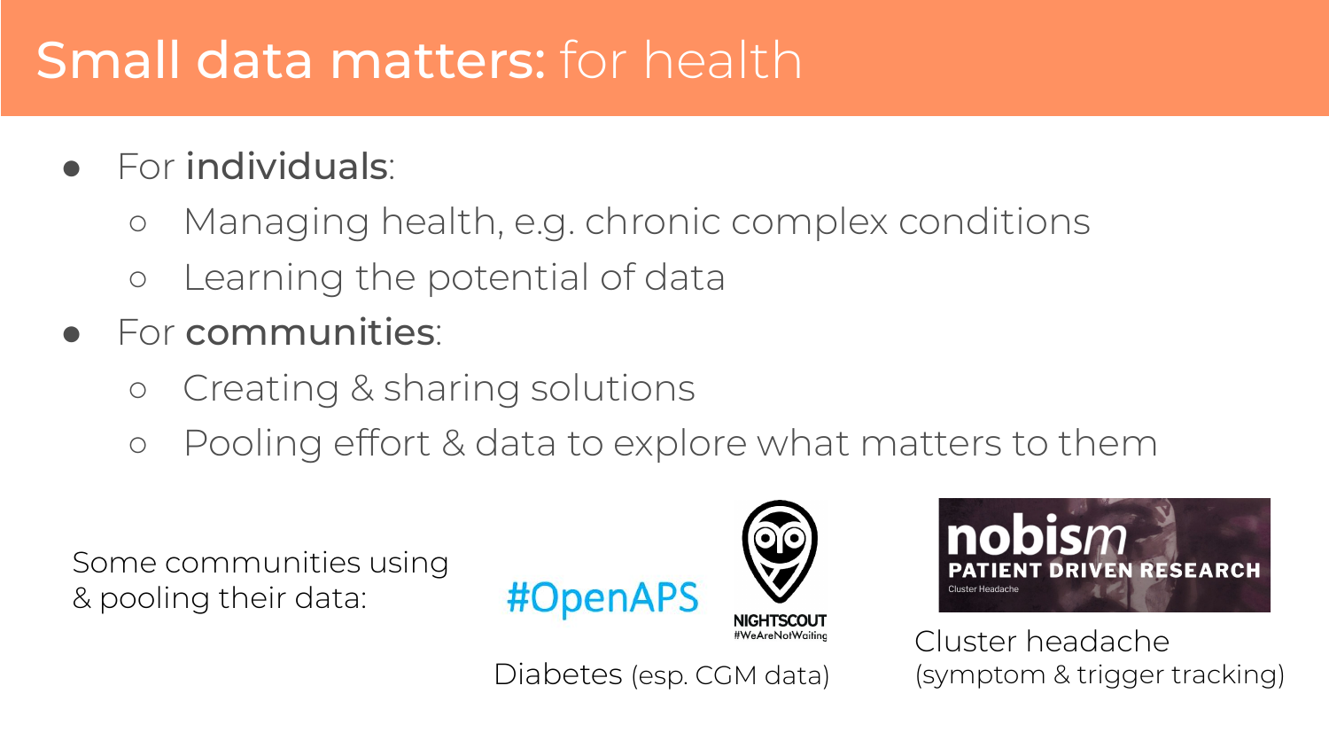# Small data matters: for health

- For **individuals**:
  - Managing health, e.g. chronic complex conditions
  - Learning the potential of data
- For **communities**:
  - Creating & sharing solutions
  - Pooling effort & data to explore what matters to them

Some communities using & pooling their data:

#OpenAPS

NIGHTSCOUT #WeAreNotWaiting

Diabetes (esp. CGM data)

nobism PATIENT DRIVEN RESEARCH Cluster Headache

Cluster headache (symptom & trigger tracking)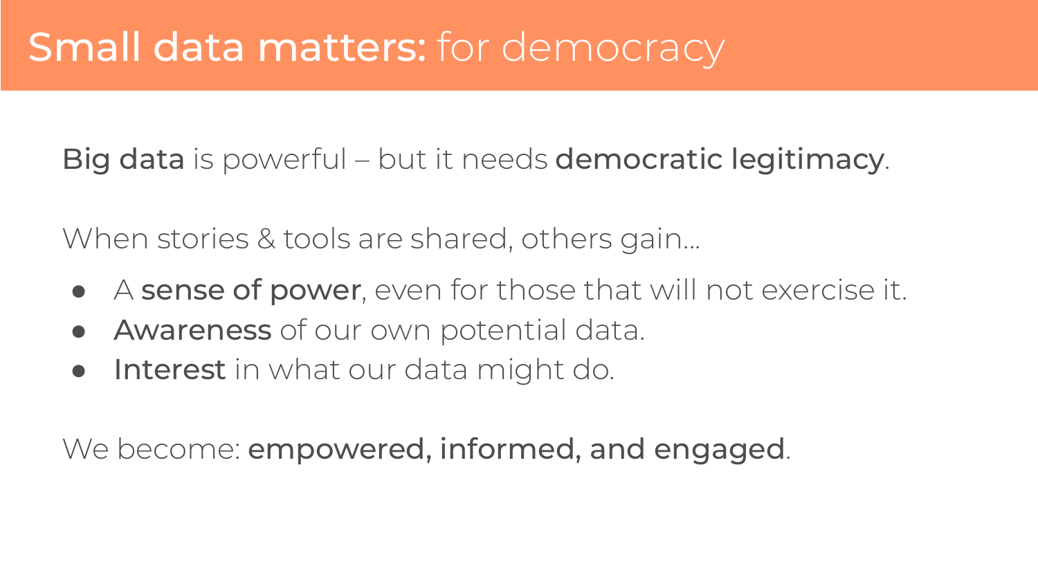# **Small data matters:** for democracy

**Big data** is powerful – but it needs **democratic legitimacy**.

When stories & tools are shared, others gain...

- A **sense of power**, even for those that will not exercise it.
- **Awareness** of our own potential data.
- **Interest** in what our data might do.

We become: **empowered, informed, and engaged**.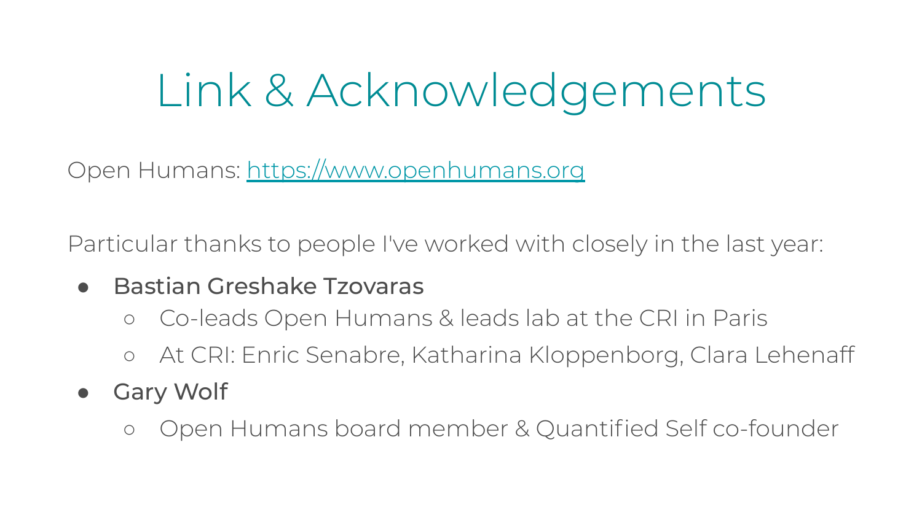# Link & Acknowledgements

Open Humans: [https://www.openhumans.org](https://www.openhumans.org)

Particular thanks to people I've worked with closely in the last year:

- **Bastian Greshake Tzovaras**
  - Co-leads Open Humans & leads lab at the CRI in Paris
  - At CRI: Enric Senabre, Katharina Kloppenborg, Clara Lehenaff
- **Gary Wolf**
  - Open Humans board member & Quantified Self co-founder